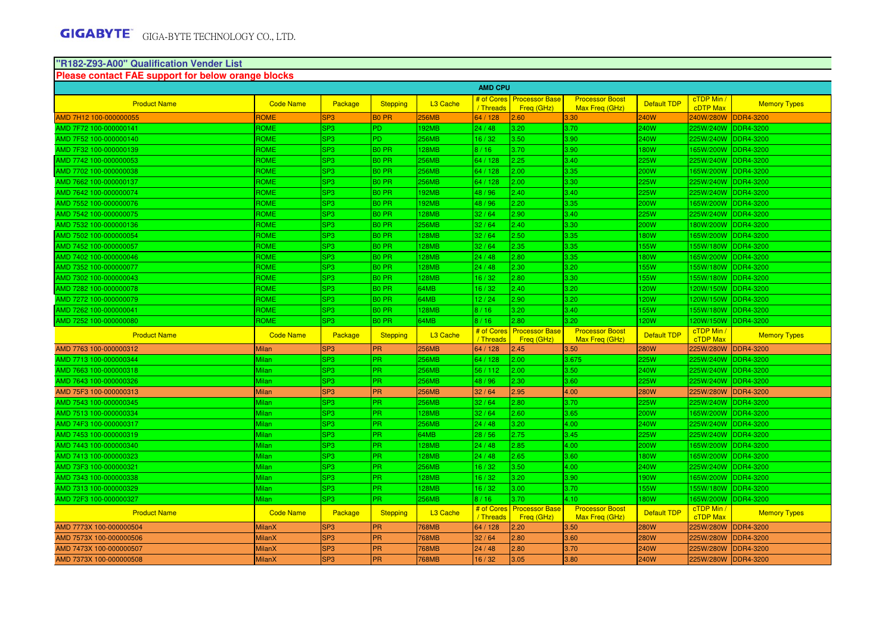**GIGABYTE** GIGA-BYTE TECHNOLOGY CO., LTD.

## "R182-Z93-A00" Qualification Vender List

**Please contact FAE support for below orange blocks**

| AMD CPU | | | | | | | | | | |
|---|---|---|---|---|---|---|---|---|---|---|
| Product Name | Code Name | Package | Stepping | L3 Cache | # of Cores / Threads | Processor Base Freq (GHz) | Processor Boost Max Freq (GHz) | Default TDP | cTDP Min / cTDP Max | Memory Types |
| AMD 7H12 100-000000055 | ROME | SP3 | B0 PR | 256MB | 64 / 128 | 2.60 | 3.30 | 240W | 240W/280W | DDR4-3200 |
| AMD 7F72 100-000000141 | ROME | SP3 | PD | 192MB | 24 / 48 | 3.20 | 3.70 | 240W | 225W/240W | DDR4-3200 |
| AMD 7F52 100-000000140 | ROME | SP3 | PD | 256MB | 16 / 32 | 3.50 | 3.90 | 240W | 225W/240W | DDR4-3200 |
| AMD 7F32 100-000000139 | ROME | SP3 | B0 PR | 128MB | 8 / 16 | 3.70 | 3.90 | 180W | 165W/200W | DDR4-3200 |
| AMD 7742 100-000000053 | ROME | SP3 | B0 PR | 256MB | 64 / 128 | 2.25 | 3.40 | 225W | 225W/240W | DDR4-3200 |
| AMD 7702 100-000000038 | ROME | SP3 | B0 PR | 256MB | 64 / 128 | 2.00 | 3.35 | 200W | 165W/200W | DDR4-3200 |
| AMD 7662 100-000000137 | ROME | SP3 | B0 PR | 256MB | 64 / 128 | 2.00 | 3.30 | 225W | 225W/240W | DDR4-3200 |
| AMD 7642 100-000000074 | ROME | SP3 | B0 PR | 192MB | 48 / 96 | 2.40 | 3.40 | 225W | 225W/240W | DDR4-3200 |
| AMD 7552 100-000000076 | ROME | SP3 | B0 PR | 192MB | 48 / 96 | 2.20 | 3.35 | 200W | 165W/200W | DDR4-3200 |
| AMD 7542 100-000000075 | ROME | SP3 | B0 PR | 128MB | 32 / 64 | 2.90 | 3.40 | 225W | 225W/240W | DDR4-3200 |
| AMD 7532 100-000000136 | ROME | SP3 | B0 PR | 256MB | 32 / 64 | 2.40 | 3.30 | 200W | 180W/200W | DDR4-3200 |
| AMD 7502 100-000000054 | ROME | SP3 | B0 PR | 128MB | 32 / 64 | 2.50 | 3.35 | 180W | 165W/200W | DDR4-3200 |
| AMD 7452 100-000000057 | ROME | SP3 | B0 PR | 128MB | 32 / 64 | 2.35 | 3.35 | 155W | 155W/180W | DDR4-3200 |
| AMD 7402 100-000000046 | ROME | SP3 | B0 PR | 128MB | 24 / 48 | 2.80 | 3.35 | 180W | 165W/200W | DDR4-3200 |
| AMD 7352 100-000000077 | ROME | SP3 | B0 PR | 128MB | 24 / 48 | 2.30 | 3.20 | 155W | 155W/180W | DDR4-3200 |
| AMD 7302 100-000000043 | ROME | SP3 | B0 PR | 128MB | 16 / 32 | 2.80 | 3.30 | 155W | 155W/180W | DDR4-3200 |
| AMD 7282 100-000000078 | ROME | SP3 | B0 PR | 64MB | 16 / 32 | 2.40 | 3.20 | 120W | 120W/150W | DDR4-3200 |
| AMD 7272 100-000000079 | ROME | SP3 | B0 PR | 64MB | 12 / 24 | 2.90 | 3.20 | 120W | 120W/150W | DDR4-3200 |
| AMD 7262 100-000000041 | ROME | SP3 | B0 PR | 128MB | 8 / 16 | 3.20 | 3.40 | 155W | 155W/180W | DDR4-3200 |
| AMD 7252 100-000000080 | ROME | SP3 | B0 PR | 64MB | 8 / 16 | 2.80 | 3.20 | 120W | 120W/150W | DDR4-3200 |
| Product Name | Code Name | Package | Stepping | L3 Cache | # of Cores / Threads | Processor Base Freq (GHz) | Processor Boost Max Freq (GHz) | Default TDP | cTDP Min / cTDP Max | Memory Types |
| AMD 7763 100-000000312 | Milan | SP3 | PR | 256MB | 64 / 128 | 2.45 | 3.50 | 280W | 225W/280W | DDR4-3200 |
| AMD 7713 100-000000344 | Milan | SP3 | PR | 256MB | 64 / 128 | 2.00 | 3.675 | 225W | 225W/240W | DDR4-3200 |
| AMD 7663 100-000000318 | Milan | SP3 | PR | 256MB | 56 / 112 | 2.00 | 3.50 | 240W | 225W/240W | DDR4-3200 |
| AMD 7643 100-000000326 | Milan | SP3 | PR | 256MB | 48 / 96 | 2.30 | 3.60 | 225W | 225W/240W | DDR4-3200 |
| AMD 75F3 100-000000313 | Milan | SP3 | PR | 256MB | 32 / 64 | 2.95 | 4.00 | 280W | 225W/280W | DDR4-3200 |
| AMD 7543 100-000000345 | Milan | SP3 | PR | 256MB | 32 / 64 | 2.80 | 3.70 | 225W | 225W/240W | DDR4-3200 |
| AMD 7513 100-000000334 | Milan | SP3 | PR | 128MB | 32 / 64 | 2.60 | 3.65 | 200W | 165W/200W | DDR4-3200 |
| AMD 74F3 100-000000317 | Milan | SP3 | PR | 256MB | 24 / 48 | 3.20 | 4.00 | 240W | 225W/240W | DDR4-3200 |
| AMD 7453 100-000000319 | Milan | SP3 | PR | 64MB | 28 / 56 | 2.75 | 3.45 | 225W | 225W/240W | DDR4-3200 |
| AMD 7443 100-000000340 | Milan | SP3 | PR | 128MB | 24 / 48 | 2.85 | 4.00 | 200W | 165W/200W | DDR4-3200 |
| AMD 7413 100-000000323 | Milan | SP3 | PR | 128MB | 24 / 48 | 2.65 | 3.60 | 180W | 165W/200W | DDR4-3200 |
| AMD 73F3 100-000000321 | Milan | SP3 | PR | 256MB | 16 / 32 | 3.50 | 4.00 | 240W | 225W/240W | DDR4-3200 |
| AMD 7343 100-000000338 | Milan | SP3 | PR | 128MB | 16 / 32 | 3.20 | 3.90 | 190W | 165W/200W | DDR4-3200 |
| AMD 7313 100-000000329 | Milan | SP3 | PR | 128MB | 16 / 32 | 3.00 | 3.70 | 155W | 155W/180W | DDR4-3200 |
| AMD 72F3 100-000000327 | Milan | SP3 | PR | 256MB | 8 / 16 | 3.70 | 4.10 | 180W | 165W/200W | DDR4-3200 |
| Product Name | Code Name | Package | Stepping | L3 Cache | # of Cores / Threads | Processor Base Freq (GHz) | Processor Boost Max Freq (GHz) | Default TDP | cTDP Min / cTDP Max | Memory Types |
| AMD 7773X 100-000000504 | MilanX | SP3 | PR | 768MB | 64 / 128 | 2.20 | 3.50 | 280W | 225W/280W | DDR4-3200 |
| AMD 7573X 100-000000506 | MilanX | SP3 | PR | 768MB | 32 / 64 | 2.80 | 3.60 | 280W | 225W/280W | DDR4-3200 |
| AMD 7473X 100-000000507 | MilanX | SP3 | PR | 768MB | 24 / 48 | 2.80 | 3.70 | 240W | 225W/280W | DDR4-3200 |
| AMD 7373X 100-000000508 | MilanX | SP3 | PR | 768MB | 16 / 32 | 3.05 | 3.80 | 240W | 225W/280W | DDR4-3200 |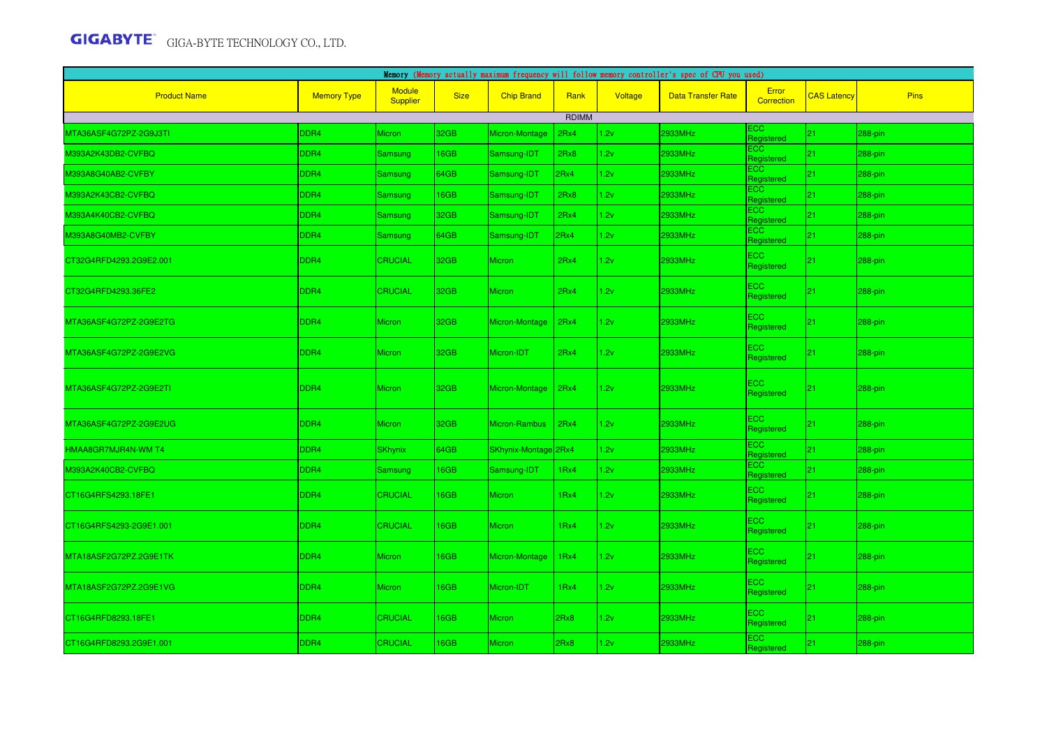| Memory (Memory actually maximum frequency will follow memory controller's spec of CPU you used) | | | | | | | | | | |
|---|---|---|---|---|---|---|---|---|---|---|
| Product Name | Memory Type | Module Supplier | Size | Chip Brand | Rank | Voltage | Data Transfer Rate | Error Correction | CAS Latency | Pins |
| | | | | | RDIMM | | | | | |
| MTA36ASF4G72PZ-2G9J3TI | DDR4 | Micron | 32GB | Micron-Montage | 2Rx4 | 1.2v | 2933MHz | ECC Registered | 21 | 288-pin |
| M393A2K43DB2-CVFBQ | DDR4 | Samsung | 16GB | Samsung-IDT | 2Rx8 | 1.2v | 2933MHz | ECC Registered | 21 | 288-pin |
| M393A8G40AB2-CVFBY | DDR4 | Samsung | 64GB | Samsung-IDT | 2Rx4 | 1.2v | 2933MHz | ECC Registered | 21 | 288-pin |
| M393A2K43CB2-CVFBQ | DDR4 | Samsung | 16GB | Samsung-IDT | 2Rx8 | 1.2v | 2933MHz | ECC Registered | 21 | 288-pin |
| M393A4K40CB2-CVFBQ | DDR4 | Samsung | 32GB | Samsung-IDT | 2Rx4 | 1.2v | 2933MHz | ECC Registered | 21 | 288-pin |
| M393A8G40MB2-CVFBY | DDR4 | Samsung | 64GB | Samsung-IDT | 2Rx4 | 1.2v | 2933MHz | ECC Registered | 21 | 288-pin |
| CT32G4RFD4293.2G9E2.001 | DDR4 | CRUCIAL | 32GB | Micron | 2Rx4 | 1.2v | 2933MHz | ECC Registered | 21 | 288-pin |
| CT32G4RFD4293.36FE2 | DDR4 | CRUCIAL | 32GB | Micron | 2Rx4 | 1.2v | 2933MHz | ECC Registered | 21 | 288-pin |
| MTA36ASF4G72PZ-2G9E2TG | DDR4 | Micron | 32GB | Micron-Montage | 2Rx4 | 1.2v | 2933MHz | ECC Registered | 21 | 288-pin |
| MTA36ASF4G72PZ-2G9E2VG | DDR4 | Micron | 32GB | Micron-IDT | 2Rx4 | 1.2v | 2933MHz | ECC Registered | 21 | 288-pin |
| MTA36ASF4G72PZ-2G9E2TI | DDR4 | Micron | 32GB | Micron-Montage | 2Rx4 | 1.2v | 2933MHz | ECC Registered | 21 | 288-pin |
| MTA36ASF4G72PZ-2G9E2UG | DDR4 | Micron | 32GB | Micron-Rambus | 2Rx4 | 1.2v | 2933MHz | ECC Registered | 21 | 288-pin |
| HMAA8GR7MJR4N-WM T4 | DDR4 | SKhynix | 64GB | SKhynix-Montage | 2Rx4 | 1.2v | 2933MHz | ECC Registered | 21 | 288-pin |
| M393A2K40CB2-CVFBQ | DDR4 | Samsung | 16GB | Samsung-IDT | 1Rx4 | 1.2v | 2933MHz | ECC Registered | 21 | 288-pin |
| CT16G4RFS4293.18FE1 | DDR4 | CRUCIAL | 16GB | Micron | 1Rx4 | 1.2v | 2933MHz | ECC Registered | 21 | 288-pin |
| CT16G4RFS4293-2G9E1.001 | DDR4 | CRUCIAL | 16GB | Micron | 1Rx4 | 1.2v | 2933MHz | ECC Registered | 21 | 288-pin |
| MTA18ASF2G72PZ.2G9E1TK | DDR4 | Micron | 16GB | Micron-Montage | 1Rx4 | 1.2v | 2933MHz | ECC Registered | 21 | 288-pin |
| MTA18ASF2G72PZ.2G9E1VG | DDR4 | Micron | 16GB | Micron-IDT | 1Rx4 | 1.2v | 2933MHz | ECC Registered | 21 | 288-pin |
| CT16G4RFD8293.18FE1 | DDR4 | CRUCIAL | 16GB | Micron | 2Rx8 | 1.2v | 2933MHz | ECC Registered | 21 | 288-pin |
| CT16G4RFD8293.2G9E1.001 | DDR4 | CRUCIAL | 16GB | Micron | 2Rx8 | 1.2v | 2933MHz | ECC Registered | 21 | 288-pin |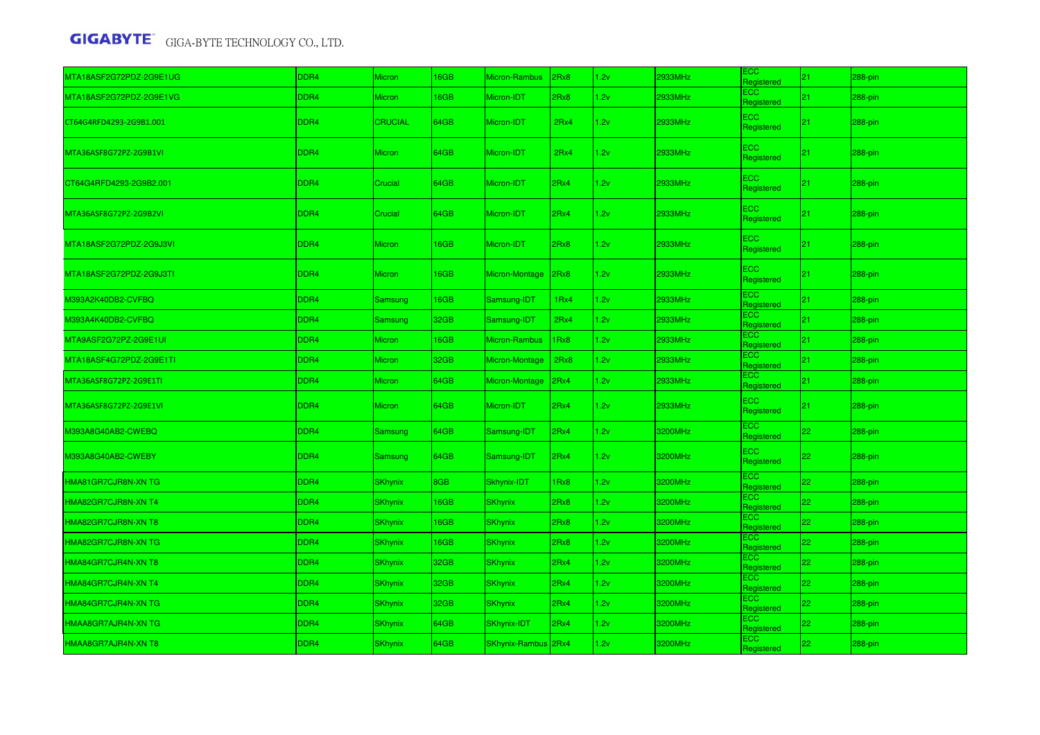| MTA18ASF2G72PDZ-2G9E1UG | DDR4 | Micron | 16GB | Micron-Rambus | 2Rx8 | 1.2v | 2933MHz | ECC Registered | 21 | 288-pin |
|---|---|---|---|---|---|---|---|---|---|---|
| MTA18ASF2G72PDZ-2G9E1VG | DDR4 | Micron | 16GB | Micron-IDT | 2Rx8 | 1.2v | 2933MHz | ECC Registered | 21 | 288-pin |
| CT64G4RFD4293-2G9B1.001 | DDR4 | CRUCIAL | 64GB | Micron-IDT | 2Rx4 | 1.2v | 2933MHz | ECC Registered | 21 | 288-pin |
| MTA36ASF8G72PZ-2G9B1VI | DDR4 | Micron | 64GB | Micron-IDT | 2Rx4 | 1.2v | 2933MHz | ECC Registered | 21 | 288-pin |
| CT64G4RFD4293-2G9B2.001 | DDR4 | Crucial | 64GB | Micron-IDT | 2Rx4 | 1.2v | 2933MHz | ECC Registered | 21 | 288-pin |
| MTA36ASF8G72PZ-2G9B2VI | DDR4 | Crucial | 64GB | Micron-IDT | 2Rx4 | 1.2v | 2933MHz | ECC Registered | 21 | 288-pin |
| MTA18ASF2G72PDZ-2G9J3VI | DDR4 | Micron | 16GB | Micron-IDT | 2Rx8 | 1.2v | 2933MHz | ECC Registered | 21 | 288-pin |
| MTA18ASF2G72PDZ-2G9J3TI | DDR4 | Micron | 16GB | Micron-Montage | 2Rx8 | 1.2v | 2933MHz | ECC Registered | 21 | 288-pin |
| M393A2K40DB2-CVFBQ | DDR4 | Samsung | 16GB | Samsung-IDT | 1Rx4 | 1.2v | 2933MHz | ECC Registered | 21 | 288-pin |
| M393A4K40DB2-CVFBQ | DDR4 | Samsung | 32GB | Samsung-IDT | 2Rx4 | 1.2v | 2933MHz | ECC Registered | 21 | 288-pin |
| MTA9ASF2G72PZ-2G9E1UI | DDR4 | Micron | 16GB | Micron-Rambus | 1Rx8 | 1.2v | 2933MHz | ECC Registered | 21 | 288-pin |
| MTA18ASF4G72PDZ-2G9E1TI | DDR4 | Micron | 32GB | Micron-Montage | 2Rx8 | 1.2v | 2933MHz | ECC Registered | 21 | 288-pin |
| MTA36ASF8G72PZ-2G9E1TI | DDR4 | Micron | 64GB | Micron-Montage | 2Rx4 | 1.2v | 2933MHz | ECC Registered | 21 | 288-pin |
| MTA36ASF8G72PZ-2G9E1VI | DDR4 | Micron | 64GB | Micron-IDT | 2Rx4 | 1.2v | 2933MHz | ECC Registered | 21 | 288-pin |
| M393A8G40AB2-CWEBQ | DDR4 | Samsung | 64GB | Samsung-IDT | 2Rx4 | 1.2v | 3200MHz | ECC Registered | 22 | 288-pin |
| M393A8G40AB2-CWEBY | DDR4 | Samsung | 64GB | Samsung-IDT | 2Rx4 | 1.2v | 3200MHz | ECC Registered | 22 | 288-pin |
| HMA81GR7CJR8N-XN TG | DDR4 | SKhynix | 8GB | Skhynix-IDT | 1Rx8 | 1.2v | 3200MHz | ECC Registered | 22 | 288-pin |
| HMA82GR7CJR8N-XN T4 | DDR4 | SKhynix | 16GB | SKhynix | 2Rx8 | 1.2v | 3200MHz | ECC Registered | 22 | 288-pin |
| HMA82GR7CJR8N-XN T8 | DDR4 | SKhynix | 16GB | SKhynix | 2Rx8 | 1.2v | 3200MHz | ECC Registered | 22 | 288-pin |
| HMA82GR7CJR8N-XN TG | DDR4 | SKhynix | 16GB | SKhynix | 2Rx8 | 1.2v | 3200MHz | ECC Registered | 22 | 288-pin |
| HMA84GR7CJR4N-XN T8 | DDR4 | SKhynix | 32GB | SKhynix | 2Rx4 | 1.2v | 3200MHz | ECC Registered | 22 | 288-pin |
| HMA84GR7CJR4N-XN T4 | DDR4 | SKhynix | 32GB | SKhynix | 2Rx4 | 1.2v | 3200MHz | ECC Registered | 22 | 288-pin |
| HMA84GR7CJR4N-XN TG | DDR4 | SKhynix | 32GB | SKhynix | 2Rx4 | 1.2v | 3200MHz | ECC Registered | 22 | 288-pin |
| HMAA8GR7AJR4N-XN TG | DDR4 | SKhynix | 64GB | SKhynix-IDT | 2Rx4 | 1.2v | 3200MHz | ECC Registered | 22 | 288-pin |
| HMAA8GR7AJR4N-XN T8 | DDR4 | SKhynix | 64GB | SKhynix-Rambus | 2Rx4 | 1.2v | 3200MHz | ECC Registered | 22 | 288-pin |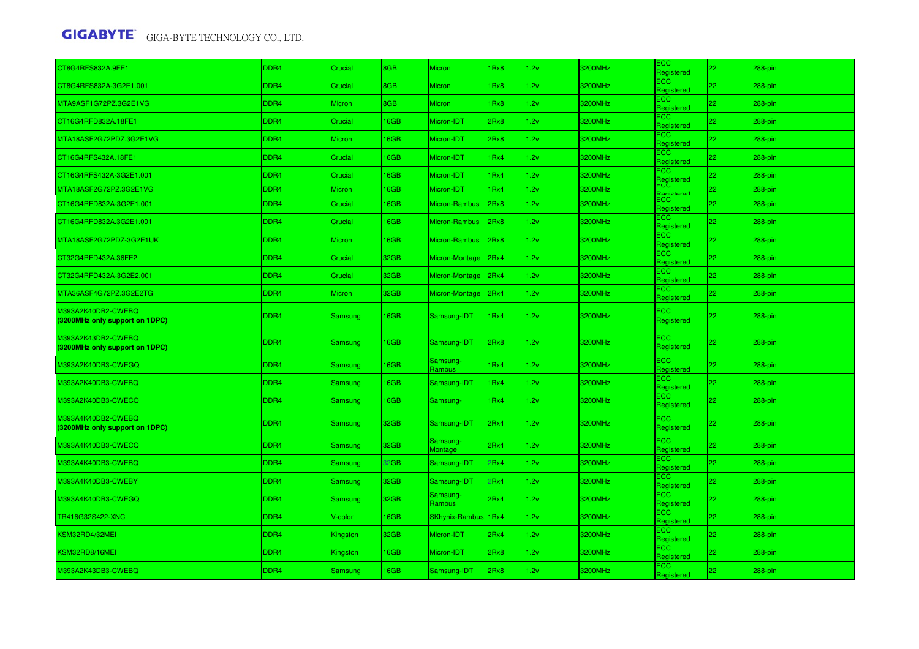| CT8G4RFS832A.9FE1 | DDR4 | Crucial | 8GB | Micron | 1Rx8 | 1.2v | 3200MHz | ECC Registered | 22 | 288-pin |
|---|---|---|---|---|---|---|---|---|---|---|
| CT8G4RFS832A-3G2E1.001 | DDR4 | Crucial | 8GB | Micron | 1Rx8 | 1.2v | 3200MHz | ECC Registered | 22 | 288-pin |
| MTA9ASF1G72PZ.3G2E1VG | DDR4 | Micron | 8GB | Micron | 1Rx8 | 1.2v | 3200MHz | ECC Registered | 22 | 288-pin |
| CT16G4RFD832A.18FE1 | DDR4 | Crucial | 16GB | Micron-IDT | 2Rx8 | 1.2v | 3200MHz | ECC Registered | 22 | 288-pin |
| MTA18ASF2G72PDZ.3G2E1VG | DDR4 | Micron | 16GB | Micron-IDT | 2Rx8 | 1.2v | 3200MHz | ECC Registered | 22 | 288-pin |
| CT16G4RFS432A.18FE1 | DDR4 | Crucial | 16GB | Micron-IDT | 1Rx4 | 1.2v | 3200MHz | ECC Registered | 22 | 288-pin |
| CT16G4RFS432A-3G2E1.001 | DDR4 | Crucial | 16GB | Micron-IDT | 1Rx4 | 1.2v | 3200MHz | ECC Registered | 22 | 288-pin |
| MTA18ASF2G72PZ.3G2E1VG | DDR4 | Micron | 16GB | Micron-IDT | 1Rx4 | 1.2v | 3200MHz | ECC Registered | 22 | 288-pin |
| CT16G4RFD832A-3G2E1.001 | DDR4 | Crucial | 16GB | Micron-Rambus | 2Rx8 | 1.2v | 3200MHz | ECC Registered | 22 | 288-pin |
| CT16G4RFD832A.3G2E1.001 | DDR4 | Crucial | 16GB | Micron-Rambus | 2Rx8 | 1.2v | 3200MHz | ECC Registered | 22 | 288-pin |
| MTA18ASF2G72PDZ-3G2E1UK | DDR4 | Micron | 16GB | Micron-Rambus | 2Rx8 | 1.2v | 3200MHz | ECC Registered | 22 | 288-pin |
| CT32G4RFD432A.36FE2 | DDR4 | Crucial | 32GB | Micron-Montage | 2Rx4 | 1.2v | 3200MHz | ECC Registered | 22 | 288-pin |
| CT32G4RFD432A-3G2E2.001 | DDR4 | Crucial | 32GB | Micron-Montage | 2Rx4 | 1.2v | 3200MHz | ECC Registered | 22 | 288-pin |
| MTA36ASF4G72PZ.3G2E2TG | DDR4 | Micron | 32GB | Micron-Montage | 2Rx4 | 1.2v | 3200MHz | ECC Registered | 22 | 288-pin |
| M393A2K40DB2-CWEBQ **(3200MHz only support on 1DPC)** | DDR4 | Samsung | 16GB | Samsung-IDT | 1Rx4 | 1.2v | 3200MHz | ECC Registered | 22 | 288-pin |
| M393A2K43DB2-CWEBQ **(3200MHz only support on 1DPC)** | DDR4 | Samsung | 16GB | Samsung-IDT | 2Rx8 | 1.2v | 3200MHz | ECC Registered | 22 | 288-pin |
| M393A2K40DB3-CWEGQ | DDR4 | Samsung | 16GB | Samsung-Rambus | 1Rx4 | 1.2v | 3200MHz | ECC Registered | 22 | 288-pin |
| M393A2K40DB3-CWEBQ | DDR4 | Samsung | 16GB | Samsung-IDT | 1Rx4 | 1.2v | 3200MHz | ECC Registered | 22 | 288-pin |
| M393A2K40DB3-CWECQ | DDR4 | Samsung | 16GB | Samsung- | 1Rx4 | 1.2v | 3200MHz | ECC Registered | 22 | 288-pin |
| M393A4K40DB2-CWEBQ **(3200MHz only support on 1DPC)** | DDR4 | Samsung | 32GB | Samsung-IDT | 2Rx4 | 1.2v | 3200MHz | ECC Registered | 22 | 288-pin |
| M393A4K40DB3-CWECQ | DDR4 | Samsung | 32GB | Samsung-Montage | 2Rx4 | 1.2v | 3200MHz | ECC Registered | 22 | 288-pin |
| M393A4K40DB3-CWEBQ | DDR4 | Samsung | 32GB | Samsung-IDT | 2Rx4 | 1.2v | 3200MHz | ECC Registered | 22 | 288-pin |
| M393A4K40DB3-CWEBY | DDR4 | Samsung | 32GB | Samsung-IDT | 2Rx4 | 1.2v | 3200MHz | ECC Registered | 22 | 288-pin |
| M393A4K40DB3-CWEGQ | DDR4 | Samsung | 32GB | Samsung-Rambus | 2Rx4 | 1.2v | 3200MHz | ECC Registered | 22 | 288-pin |
| TR416G32S422-XNC | DDR4 | V-color | 16GB | SKhynix-Rambus | 1Rx4 | 1.2v | 3200MHz | ECC Registered | 22 | 288-pin |
| KSM32RD4/32MEI | DDR4 | Kingston | 32GB | Micron-IDT | 2Rx4 | 1.2v | 3200MHz | ECC Registered | 22 | 288-pin |
| KSM32RD8/16MEI | DDR4 | Kingston | 16GB | Micron-IDT | 2Rx8 | 1.2v | 3200MHz | ECC Registered | 22 | 288-pin |
| M393A2K43DB3-CWEBQ | DDR4 | Samsung | 16GB | Samsung-IDT | 2Rx8 | 1.2v | 3200MHz | ECC Registered | 22 | 288-pin |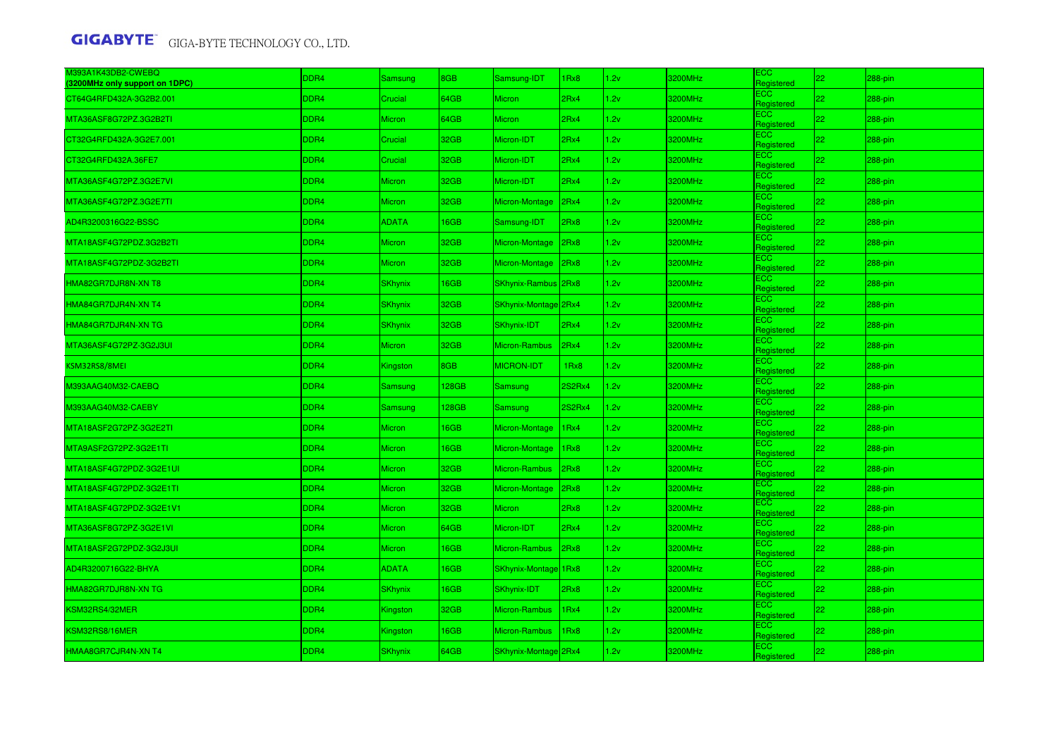| M393A1K43DB2-CWEBQ (3200MHz only support on 1DPC) | DDR4 | Samsung | 8GB | Samsung-IDT | 1Rx8 | 1.2v | 3200MHz | ECC Registered | 22 | 288-pin |
|---|---|---|---|---|---|---|---|---|---|---|
| CT64G4RFD432A-3G2B2.001 | DDR4 | Crucial | 64GB | Micron | 2Rx4 | 1.2v | 3200MHz | ECC Registered | 22 | 288-pin |
| MTA36ASF8G72PZ.3G2B2TI | DDR4 | Micron | 64GB | Micron | 2Rx4 | 1.2v | 3200MHz | ECC Registered | 22 | 288-pin |
| CT32G4RFD432A-3G2E7.001 | DDR4 | Crucial | 32GB | Micron-IDT | 2Rx4 | 1.2v | 3200MHz | ECC Registered | 22 | 288-pin |
| CT32G4RFD432A.36FE7 | DDR4 | Crucial | 32GB | Micron-IDT | 2Rx4 | 1.2v | 3200MHz | ECC Registered | 22 | 288-pin |
| MTA36ASF4G72PZ.3G2E7VI | DDR4 | Micron | 32GB | Micron-IDT | 2Rx4 | 1.2v | 3200MHz | ECC Registered | 22 | 288-pin |
| MTA36ASF4G72PZ.3G2E7TI | DDR4 | Micron | 32GB | Micron-Montage | 2Rx4 | 1.2v | 3200MHz | ECC Registered | 22 | 288-pin |
| AD4R3200316G22-BSSC | DDR4 | ADATA | 16GB | Samsung-IDT | 2Rx8 | 1.2v | 3200MHz | ECC Registered | 22 | 288-pin |
| MTA18ASF4G72PDZ.3G2B2TI | DDR4 | Micron | 32GB | Micron-Montage | 2Rx8 | 1.2v | 3200MHz | ECC Registered | 22 | 288-pin |
| MTA18ASF4G72PDZ-3G2B2TI | DDR4 | Micron | 32GB | Micron-Montage | 2Rx8 | 1.2v | 3200MHz | ECC Registered | 22 | 288-pin |
| HMA82GR7DJR8N-XN T8 | DDR4 | SKhynix | 16GB | SKhynix-Rambus | 2Rx8 | 1.2v | 3200MHz | ECC Registered | 22 | 288-pin |
| HMA84GR7DJR4N-XN T4 | DDR4 | SKhynix | 32GB | SKhynix-Montage | 2Rx4 | 1.2v | 3200MHz | ECC Registered | 22 | 288-pin |
| HMA84GR7DJR4N-XN TG | DDR4 | SKhynix | 32GB | SKhynix-IDT | 2Rx4 | 1.2v | 3200MHz | ECC Registered | 22 | 288-pin |
| MTA36ASF4G72PZ-3G2J3UI | DDR4 | Micron | 32GB | Micron-Rambus | 2Rx4 | 1.2v | 3200MHz | ECC Registered | 22 | 288-pin |
| KSM32RS8/8MEI | DDR4 | Kingston | 8GB | MICRON-IDT | 1Rx8 | 1.2v | 3200MHz | ECC Registered | 22 | 288-pin |
| M393AAG40M32-CAEBQ | DDR4 | Samsung | 128GB | Samsung | 2S2Rx4 | 1.2v | 3200MHz | ECC Registered | 22 | 288-pin |
| M393AAG40M32-CAEBY | DDR4 | Samsung | 128GB | Samsung | 2S2Rx4 | 1.2v | 3200MHz | ECC Registered | 22 | 288-pin |
| MTA18ASF2G72PZ-3G2E2TI | DDR4 | Micron | 16GB | Micron-Montage | 1Rx4 | 1.2v | 3200MHz | ECC Registered | 22 | 288-pin |
| MTA9ASF2G72PZ-3G2E1TI | DDR4 | Micron | 16GB | Micron-Montage | 1Rx8 | 1.2v | 3200MHz | ECC Registered | 22 | 288-pin |
| MTA18ASF4G72PDZ-3G2E1UI | DDR4 | Micron | 32GB | Micron-Rambus | 2Rx8 | 1.2v | 3200MHz | ECC Registered | 22 | 288-pin |
| MTA18ASF4G72PDZ-3G2E1TI | DDR4 | Micron | 32GB | Micron-Montage | 2Rx8 | 1.2v | 3200MHz | ECC Registered | 22 | 288-pin |
| MTA18ASF4G72PDZ-3G2E1V1 | DDR4 | Micron | 32GB | Micron | 2Rx8 | 1.2v | 3200MHz | ECC Registered | 22 | 288-pin |
| MTA36ASF8G72PZ-3G2E1VI | DDR4 | Micron | 64GB | Micron-IDT | 2Rx4 | 1.2v | 3200MHz | ECC Registered | 22 | 288-pin |
| MTA18ASF2G72PDZ-3G2J3UI | DDR4 | Micron | 16GB | Micron-Rambus | 2Rx8 | 1.2v | 3200MHz | ECC Registered | 22 | 288-pin |
| AD4R3200716G22-BHYA | DDR4 | ADATA | 16GB | SKhynix-Montage | 1Rx8 | 1.2v | 3200MHz | ECC Registered | 22 | 288-pin |
| HMA82GR7DJR8N-XN TG | DDR4 | SKhynix | 16GB | SKhynix-IDT | 2Rx8 | 1.2v | 3200MHz | ECC Registered | 22 | 288-pin |
| KSM32RS4/32MER | DDR4 | Kingston | 32GB | Micron-Rambus | 1Rx4 | 1.2v | 3200MHz | ECC Registered | 22 | 288-pin |
| KSM32RS8/16MER | DDR4 | Kingston | 16GB | Micron-Rambus | 1Rx8 | 1.2v | 3200MHz | ECC Registered | 22 | 288-pin |
| HMAA8GR7CJR4N-XN T4 | DDR4 | SKhynix | 64GB | SKhynix-Montage | 2Rx4 | 1.2v | 3200MHz | ECC Registered | 22 | 288-pin |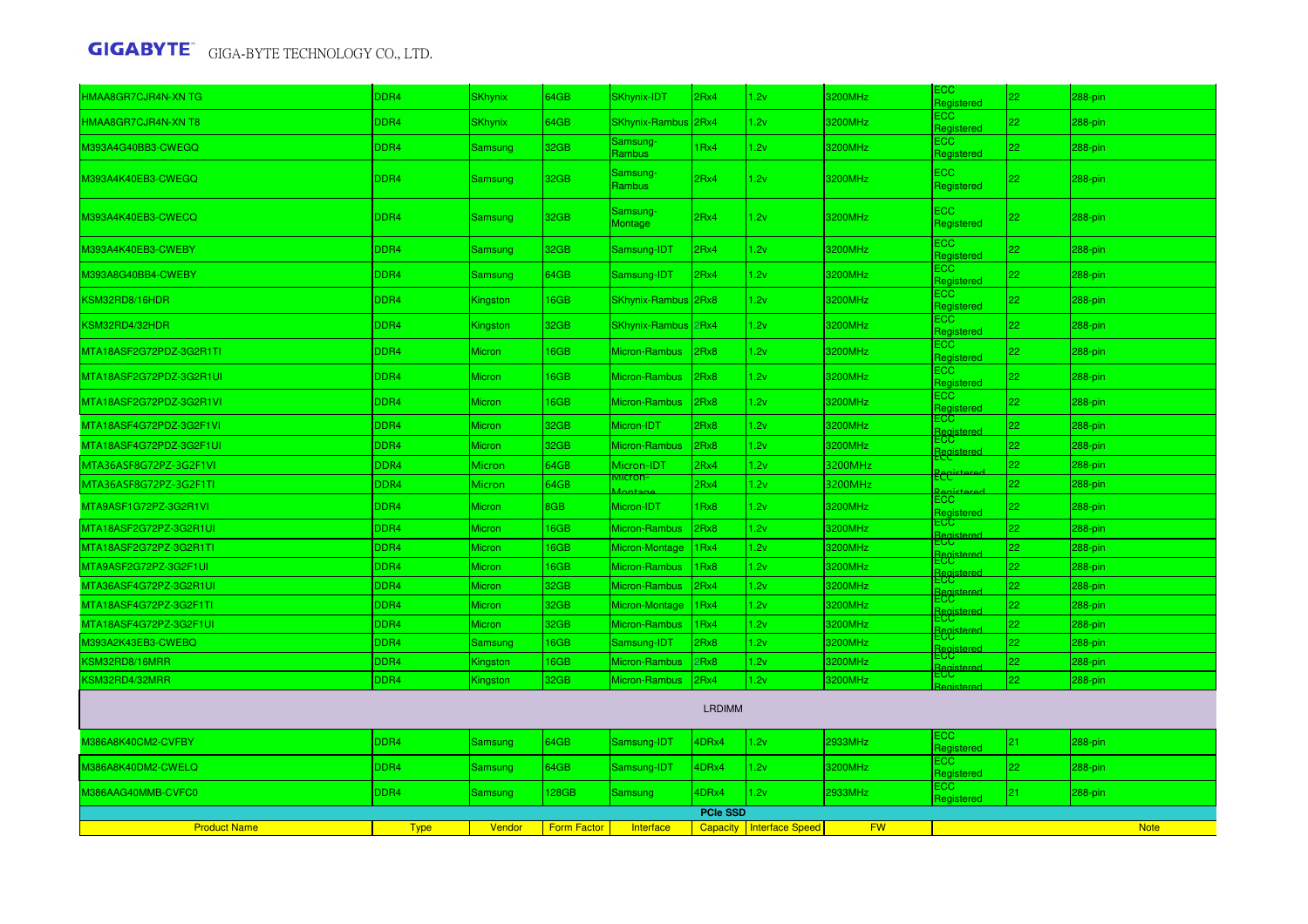| | | | | | | | | | | |
|---|---|---|---|---|---|---|---|---|---|---|
| HMAA8GR7CJR4N-XN TG | DDR4 | SKhynix | 64GB | SKhynix-IDT | 2Rx4 | 1.2v | 3200MHz | ECC Registered | 22 | 288-pin |
| HMAA8GR7CJR4N-XN T8 | DDR4 | SKhynix | 64GB | SKhynix-Rambus | 2Rx4 | 1.2v | 3200MHz | ECC Registered | 22 | 288-pin |
| M393A4G40BB3-CWEGQ | DDR4 | Samsung | 32GB | Samsung-Rambus | 1Rx4 | 1.2v | 3200MHz | ECC Registered | 22 | 288-pin |
| M393A4K40EB3-CWEGQ | DDR4 | Samsung | 32GB | Samsung-Rambus | 2Rx4 | 1.2v | 3200MHz | ECC Registered | 22 | 288-pin |
| M393A4K40EB3-CWECQ | DDR4 | Samsung | 32GB | Samsung-Montage | 2Rx4 | 1.2v | 3200MHz | ECC Registered | 22 | 288-pin |
| M393A4K40EB3-CWEBY | DDR4 | Samsung | 32GB | Samsung-IDT | 2Rx4 | 1.2v | 3200MHz | ECC Registered | 22 | 288-pin |
| M393A8G40BB4-CWEBY | DDR4 | Samsung | 64GB | Samsung-IDT | 2Rx4 | 1.2v | 3200MHz | ECC Registered | 22 | 288-pin |
| KSM32RD8/16HDR | DDR4 | Kingston | 16GB | SKhynix-Rambus | 2Rx8 | 1.2v | 3200MHz | ECC Registered | 22 | 288-pin |
| KSM32RD4/32HDR | DDR4 | Kingston | 32GB | SKhynix-Rambus | 2Rx4 | 1.2v | 3200MHz | ECC Registered | 22 | 288-pin |
| MTA18ASF2G72PDZ-3G2R1TI | DDR4 | Micron | 16GB | Micron-Rambus | 2Rx8 | 1.2v | 3200MHz | ECC Registered | 22 | 288-pin |
| MTA18ASF2G72PDZ-3G2R1UI | DDR4 | Micron | 16GB | Micron-Rambus | 2Rx8 | 1.2v | 3200MHz | ECC Registered | 22 | 288-pin |
| MTA18ASF2G72PDZ-3G2R1VI | DDR4 | Micron | 16GB | Micron-Rambus | 2Rx8 | 1.2v | 3200MHz | ECC Registered | 22 | 288-pin |
| MTA18ASF4G72PDZ-3G2F1VI | DDR4 | Micron | 32GB | Micron-IDT | 2Rx8 | 1.2v | 3200MHz | ECC Registered | 22 | 288-pin |
| MTA18ASF4G72PDZ-3G2F1UI | DDR4 | Micron | 32GB | Micron-Rambus | 2Rx8 | 1.2v | 3200MHz | ECC Registered | 22 | 288-pin |
| MTA36ASF8G72PZ-3G2F1VI | DDR4 | Micron | 64GB | Micron-IDT | 2Rx4 | 1.2v | 3200MHz | ECC Registered | 22 | 288-pin |
| MTA36ASF8G72PZ-3G2F1TI | DDR4 | Micron | 64GB | Micron-Montage | 2Rx4 | 1.2v | 3200MHz | ECC Registered | 22 | 288-pin |
| MTA9ASF1G72PZ-3G2R1VI | DDR4 | Micron | 8GB | Micron-IDT | 1Rx8 | 1.2v | 3200MHz | ECC Registered | 22 | 288-pin |
| MTA18ASF2G72PZ-3G2R1UI | DDR4 | Micron | 16GB | Micron-Rambus | 2Rx8 | 1.2v | 3200MHz | ECC Registered | 22 | 288-pin |
| MTA18ASF2G72PZ-3G2R1TI | DDR4 | Micron | 16GB | Micron-Montage | 1Rx4 | 1.2v | 3200MHz | ECC Registered | 22 | 288-pin |
| MTA9ASF2G72PZ-3G2F1UI | DDR4 | Micron | 16GB | Micron-Rambus | 1Rx8 | 1.2v | 3200MHz | ECC Registered | 22 | 288-pin |
| MTA36ASF4G72PZ-3G2R1UI | DDR4 | Micron | 32GB | Micron-Rambus | 2Rx4 | 1.2v | 3200MHz | ECC Registered | 22 | 288-pin |
| MTA18ASF4G72PZ-3G2F1TI | DDR4 | Micron | 32GB | Micron-Montage | 1Rx4 | 1.2v | 3200MHz | ECC Registered | 22 | 288-pin |
| MTA18ASF4G72PZ-3G2F1UI | DDR4 | Micron | 32GB | Micron-Rambus | 1Rx4 | 1.2v | 3200MHz | ECC Registered | 22 | 288-pin |
| M393A2K43EB3-CWEBQ | DDR4 | Samsung | 16GB | Samsung-IDT | 2Rx8 | 1.2v | 3200MHz | ECC Registered | 22 | 288-pin |
| KSM32RD8/16MRR | DDR4 | Kingston | 16GB | Micron-Rambus | 2Rx8 | 1.2v | 3200MHz | ECC Registered | 22 | 288-pin |
| KSM32RD4/32MRR | DDR4 | Kingston | 32GB | Micron-Rambus | 2Rx4 | 1.2v | 3200MHz | ECC Registered | 22 | 288-pin |
| | | | | | LRDIMM | | | | | |
| M386A8K40CM2-CVFBY | DDR4 | Samsung | 64GB | Samsung-IDT | 4DRx4 | 1.2v | 2933MHz | ECC Registered | 21 | 288-pin |
| M386A8K40DM2-CWELQ | DDR4 | Samsung | 64GB | Samsung-IDT | 4DRx4 | 1.2v | 3200MHz | ECC Registered | 22 | 288-pin |
| M386AAG40MMB-CVFC0 | DDR4 | Samsung | 128GB | Samsung | 4DRx4 | 1.2v | 2933MHz | ECC Registered | 21 | 288-pin |

**PCIe SSD**

| Product Name | Type | Vendor | Form Factor | Interface | Capacity | Interface Speed | FW | Note |
|---|---|---|---|---|---|---|---|---|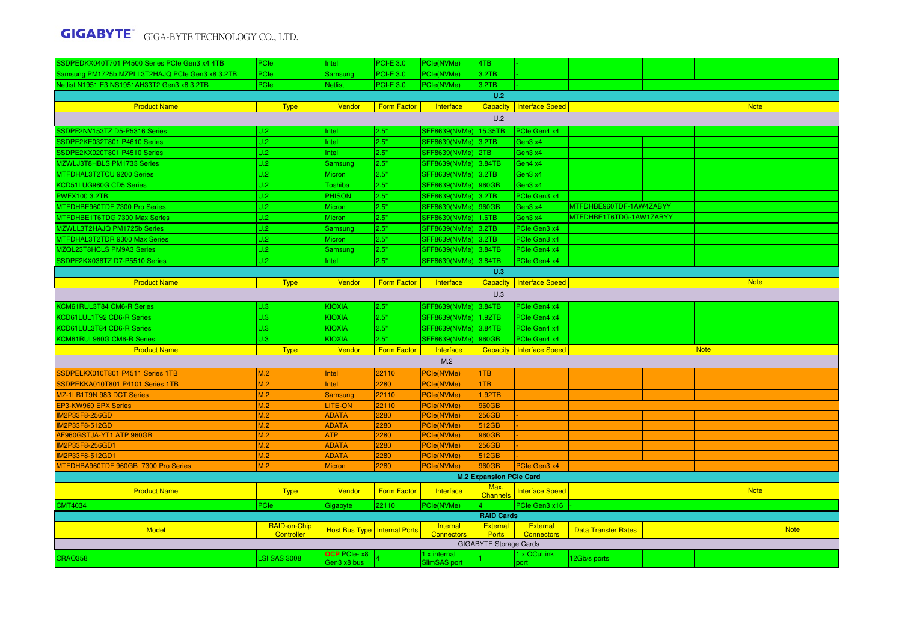| Product Name | Type | Vendor | Form Factor | Interface | Capacity | Interface Speed | Note | | | |
|---|---|---|---|---|---|---|---|---|---|---|
| SSDPEDKX040T701 P4500 Series PCIe Gen3 x4 4TB | PCIe | Intel | PCI-E 3.0 | PCIe(NVMe) | 4TB | - | | | | |
| Samsung PM1725b MZPLL3T2HAJQ PCIe Gen3 x8 3.2TB | PCIe | Samsung | PCI-E 3.0 | PCIe(NVMe) | 3.2TB | - | | | | |
| Netlist N1951 E3 NS1951AH33T2 Gen3 x8 3.2TB | PCIe | Netlist | PCI-E 3.0 | PCIe(NVMe) | 3.2TB | - | | | | |

**U.2**

| Product Name | Type | Vendor | Form Factor | Interface | Capacity | Interface Speed | Note | | | |
|---|---|---|---|---|---|---|---|---|---|---|
| U.2 | | | | | | | | | | |
| SSDPF2NV153TZ D5-P5316 Series | U.2 | Intel | 2.5" | SFF8639(NVMe) | 15.35TB | PCIe Gen4 x4 | | | | |
| SSDPE2KE032T801 P4610 Series | U.2 | Intel | 2.5" | SFF8639(NVMe) | 3.2TB | Gen3 x4 | | | | |
| SSDPE2KX020T801 P4510 Series | U.2 | Intel | 2.5" | SFF8639(NVMe) | 2TB | Gen3 x4 | | | | |
| MZWLJ3T8HBLS PM1733 Series | U.2 | Samsung | 2.5" | SFF8639(NVMe) | 3.84TB | Gen4 x4 | | | | |
| MTFDHAL3T2TCU 9200 Series | U.2 | Micron | 2.5" | SFF8639(NVMe) | 3.2TB | Gen3 x4 | | | | |
| KCD51LUG960G CD5 Series | U.2 | Toshiba | 2.5" | SFF8639(NVMe) | 960GB | Gen3 x4 | | | | |
| PWFX100 3.2TB | U.2 | PHISON | 2.5" | SFF8639(NVMe) | 3.2TB | PCIe Gen3 x4 | | | | |
| MTFDHBE960TDF 7300 Pro Series | U.2 | Micron | 2.5" | SFF8639(NVMe) | 960GB | Gen3 x4 | MTFDHBE960TDF-1AW4ZABYY | | | |
| MTFDHBE1T6TDG 7300 Max Series | U.2 | Micron | 2.5" | SFF8639(NVMe) | 1.6TB | Gen3 x4 | MTFDHBE1T6TDG-1AW1ZABYY | | | |
| MZWLL3T2HAJQ PM1725b Series | U.2 | Samsung | 2.5" | SFF8639(NVMe) | 3.2TB | PCIe Gen3 x4 | | | | |
| MTFDHAL3T2TDR 9300 Max Series | U.2 | Micron | 2.5" | SFF8639(NVMe) | 3.2TB | PCIe Gen3 x4 | | | | |
| MZQL23T8HCLS PM9A3 Series | U.2 | Samsung | 2.5" | SFF8639(NVMe) | 3.84TB | PCIe Gen4 x4 | | | | |
| SSDPF2KX038TZ D7-P5510 Series | U.2 | Intel | 2.5" | SFF8639(NVMe) | 3.84TB | PCIe Gen4 x4 | | | | |

**U.3**

| Product Name | Type | Vendor | Form Factor | Interface | Capacity | Interface Speed | Note | | | |
|---|---|---|---|---|---|---|---|---|---|---|
| U.3 | | | | | | | | | | |
| KCM61RUL3T84 CM6-R Series | U.3 | KIOXIA | 2.5" | SFF8639(NVMe) | 3.84TB | PCIe Gen4 x4 | | | | |
| KCD61LUL1T92 CD6-R Series | U.3 | KIOXIA | 2.5" | SFF8639(NVMe) | 1.92TB | PCIe Gen4 x4 | | | | |
| KCD61LUL3T84 CD6-R Series | U.3 | KIOXIA | 2.5" | SFF8639(NVMe) | 3.84TB | PCIe Gen4 x4 | | | | |
| KCM61RUL960G CM6-R Series | U.3 | KIOXIA | 2.5" | SFF8639(NVMe) | 960GB | PCIe Gen4 x4 | | | | |

| Product Name | Type | Vendor | Form Factor | Interface | Capacity | Interface Speed | Note | | | |
|---|---|---|---|---|---|---|---|---|---|---|
| M.2 | | | | | | | | | | |
| SSDPELKX010T801 P4511 Series 1TB | M.2 | Intel | 22110 | PCIe(NVMe) | 1TB | | | | | |
| SSDPEKKA010T801 P4101 Series 1TB | M.2 | Intel | 2280 | PCIe(NVMe) | 1TB | | | | | |
| MZ-1LB1T9N 983 DCT Series | M.2 | Samsung | 22110 | PCIe(NVMe) | 1.92TB | | | | | |
| EP3-KW960 EPX Series | M.2 | LITE-ON | 22110 | PCIe(NVMe) | 960GB | | | | | |
| IM2P33F8-256GD | M.2 | ADATA | 2280 | PCIe(NVMe) | 256GB | - | | | | |
| IM2P33F8-512GD | M.2 | ADATA | 2280 | PCIe(NVMe) | 512GB | - | | | | |
| AF960GSTJA-YT1 ATP 960GB | M.2 | ATP | 2280 | PCIe(NVMe) | 960GB | - | | | | |
| IM2P33F8-256GD1 | M.2 | ADATA | 2280 | PCIe(NVMe) | 256GB | - | | | | |
| IM2P33F8-512GD1 | M.2 | ADATA | 2280 | PCIe(NVMe) | 512GB | - | | | | |
| MTFDHBA960TDF 960GB 7300 Pro Series | M.2 | Micron | 2280 | PCIe(NVMe) | 960GB | PCIe Gen3 x4 | | | | |

**M.2 Expansion PCIe Card**

| Product Name | Type | Vendor | Form Factor | Interface | Max. Channels | Interface Speed | Note |
|---|---|---|---|---|---|---|---|
| CMT4034 | PCIe | Gigabyte | 22110 | PCIe(NVMe) | 4 | PCIe Gen3 x16 | - |

**RAID Cards**

| Model | RAID-on-Chip Controller | Host Bus Type | Internal Ports | Internal Connectors | External Ports | External Connectors | Data Transfer Rates | Note | | |
|---|---|---|---|---|---|---|---|---|---|---|
| GIGABYTE Storage Cards | | | | | | | | | | |
| CRAO358 | LSI SAS 3008 | OCP PCIe- x8 Gen3 x8 bus | 4 | 1 x internal SlimSAS port | 1 | 1 x OCuLink port | 12Gb/s ports | | | |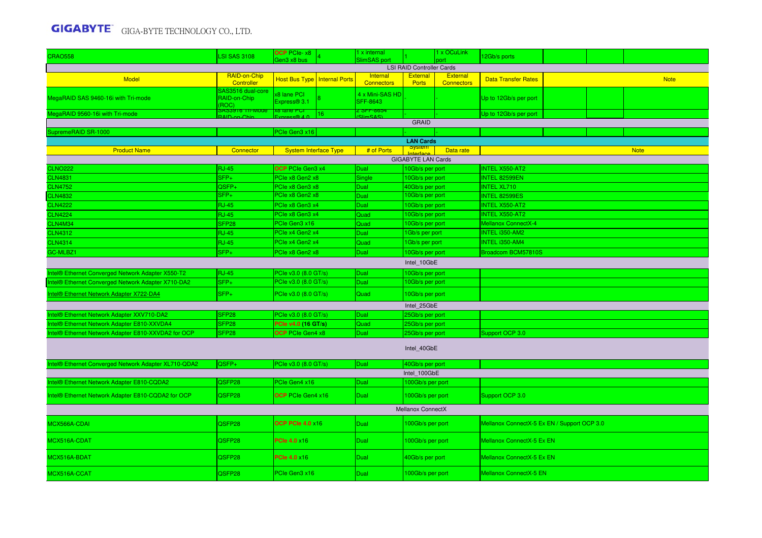| CRAO558 | LSI SAS 3108 | OCP PCIe- x8 Gen3 x8 bus | 4 | 1 x internal SlimSAS port | 1 | 1 x OCuLink port | 12Gb/s ports | | | |
|---|---|---|---|---|---|---|---|---|---|---|
| LSI RAID Controller Cards | | | | | | | | | | |
| Model | RAID-on-Chip Controller | Host Bus Type | Internal Ports | Internal Connectors | External Ports | External Connectors | Data Transfer Rates | | | Note |
| MegaRAID SAS 9460-16i with Tri-mode | SAS3516 dual-core RAID-on-Chip (ROC) | x8 lane PCI Express® 3.1 | 8 | 4 x Mini-SAS HD SFF-8643 | - | | Up to 12Gb/s per port | | | |
| MegaRAID 9560-16i with Tri-mode | SAS3916 Tri-Mode RAID-on-Chip | x8 lane PCI Express® 4.0 | 16 | 2 SFF-8654 (SlimSAS) | - | - | Up to 12Gb/s per port | | | |
| GRAID | | | | | | | | | | |
| SupremeRAID SR-1000 | | PCIe Gen3 x16 | | | - | - | | | | |

## LAN Cards

| Product Name | Connector | System Interface Type | # of Ports | System Interface | Data rate | Note |
|---|---|---|---|---|---|---|
| **GIGABYTE LAN Cards** | | | | | | |
| CLNO222 | RJ-45 | OCP PCIe Gen3 x4 | Dual | 10Gb/s per port | | INTEL X550-AT2 |
| CLN4831 | SFP+ | PCIe x8 Gen2 x8 | Single | 10Gb/s per port | | INTEL 82599EN |
| CLN4752 | QSFP+ | PCIe x8 Gen3 x8 | Dual | 40Gb/s per port | | INTEL XL710 |
| CLN4832 | SFP+ | PCIe x8 Gen2 x8 | Dual | 10Gb/s per port | | INTEL 82599ES |
| CLN4222 | RJ-45 | PCIe x8 Gen3 x4 | Dual | 10Gb/s per port | | INTEL X550-AT2 |
| CLN4224 | RJ-45 | PCIe x8 Gen3 x4 | Quad | 10Gb/s per port | | INTEL X550-AT2 |
| CLN4M34 | SFP28 | PCIe Gen3 x16 | Quad | 10Gb/s per port | | Mellanox ConnectX-4 |
| CLN4312 | RJ-45 | PCIe x4 Gen2 x4 | Dual | 1Gb/s per port | | INTEL i350-AM2 |
| CLN4314 | RJ-45 | PCIe x4 Gen2 x4 | Quad | 1Gb/s per port | | INTEL i350-AM4 |
| GC-MLBZ1 | SFP+ | PCIe x8 Gen2 x8 | Dual | 10Gb/s per port | | Broadcom BCM57810S |
| **Intel_10GbE** | | | | | | |
| Intel® Ethernet Converged Network Adapter X550-T2 | RJ-45 | PCIe v3.0 (8.0 GT/s) | Dual | 10Gb/s per port | | |
| Intel® Ethernet Converged Network Adapter X710-DA2 | SFP+ | PCIe v3.0 (8.0 GT/s) | Dual | 10Gb/s per port | | |
| Intel® Ethernet Network Adapter X722-DA4 | SFP+ | PCIe v3.0 (8.0 GT/s) | Quad | 10Gb/s per port | | |
| **Intel_25GbE** | | | | | | |
| Intel® Ethernet Network Adapter XXV710-DA2 | SFP28 | PCIe v3.0 (8.0 GT/s) | Dual | 25Gb/s per port | | |
| Intel® Ethernet Network Adapter E810-XXVDA4 | SFP28 | **PCIe v4.0 (16 GT/s)** | Quad | 25Gb/s per port | | |
| Intel® Ethernet Network Adapter E810-XXVDA2 for OCP | SFP28 | OCP PCIe Gen4 x8 | Dual | 25Gb/s per port | | Support OCP 3.0 |
| **Intel_40GbE** | | | | | | |
| Intel® Ethernet Converged Network Adapter XL710-QDA2 | QSFP+ | PCIe v3.0 (8.0 GT/s) | Dual | 40Gb/s per port | | |
| **Intel_100GbE** | | | | | | |
| Intel® Ethernet Network Adapter E810-CQDA2 | QSFP28 | PCIe Gen4 x16 | Dual | 100Gb/s per port | | |
| Intel® Ethernet Network Adapter E810-CQDA2 for OCP | QSFP28 | OCP PCIe Gen4 x16 | Dual | 100Gb/s per port | | Support OCP 3.0 |
| **Mellanox ConnectX** | | | | | | |
| MCX566A-CDAI | QSFP28 | OCP PCIe 4.0 x16 | Dual | 100Gb/s per port | | Mellanox ConnectX-5 Ex EN / Support OCP 3.0 |
| MCX516A-CDAT | QSFP28 | PCIe 4.0 x16 | Dual | 100Gb/s per port | | Mellanox ConnectX-5 Ex EN |
| MCX516A-BDAT | QSFP28 | PCIe 4.0 x16 | Dual | 40Gb/s per port | | Mellanox ConnectX-5 Ex EN |
| MCX516A-CCAT | QSFP28 | PCIe Gen3 x16 | Dual | 100Gb/s per port | | Mellanox ConnectX-5 EN |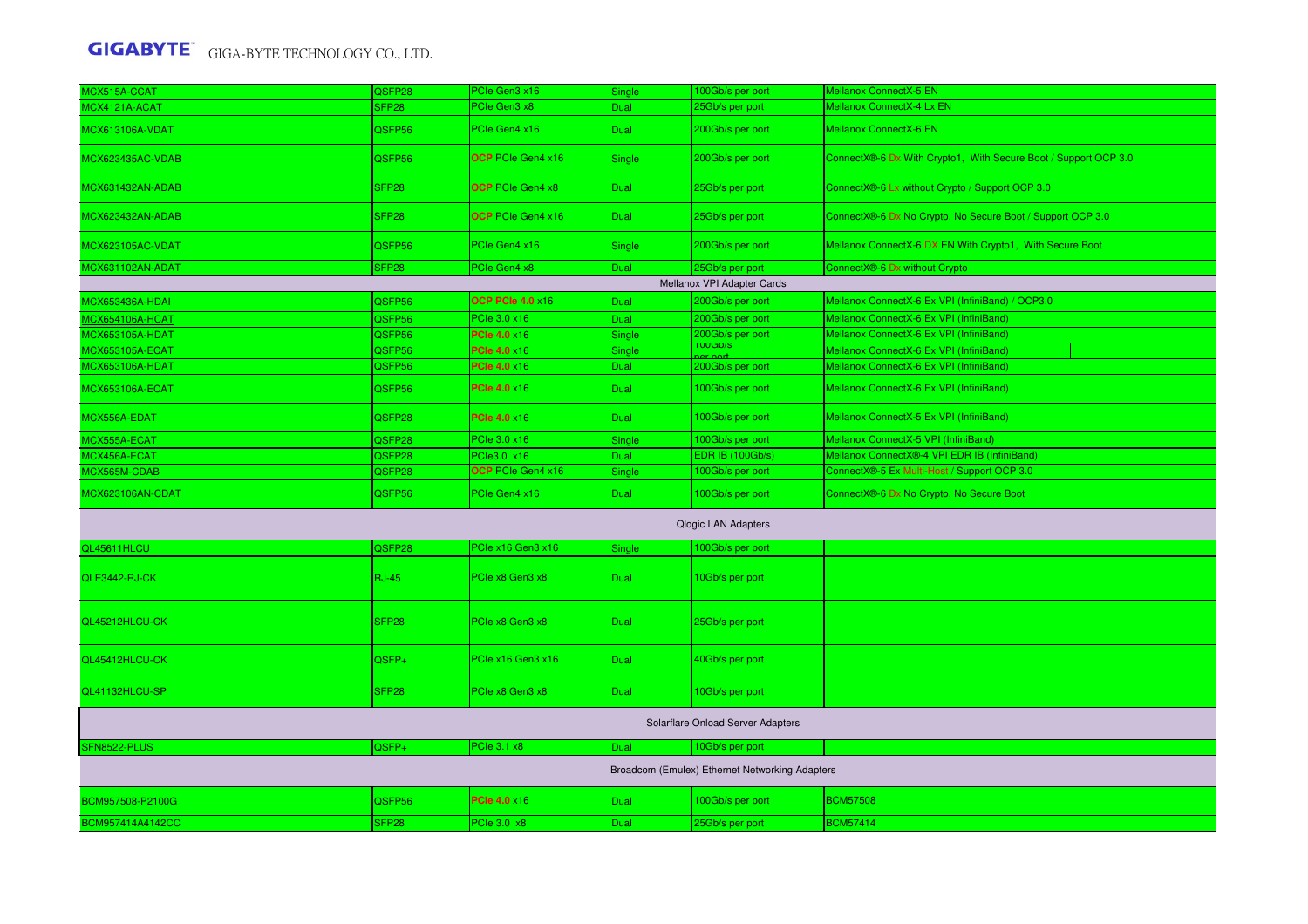| | | | | | |
|---|---|---|---|---|---|
| MCX515A-CCAT | QSFP28 | PCIe Gen3 x16 | Single | 100Gb/s per port | Mellanox ConnectX-5 EN |
| MCX4121A-ACAT | SFP28 | PCIe Gen3 x8 | Dual | 25Gb/s per port | Mellanox ConnectX-4 Lx EN |
| MCX613106A-VDAT | QSFP56 | PCIe Gen4 x16 | Dual | 200Gb/s per port | Mellanox ConnectX-6 EN |
| MCX623435AC-VDAB | QSFP56 | OCP PCIe Gen4 x16 | Single | 200Gb/s per port | ConnectX®-6 Dx With Crypto1, With Secure Boot / Support OCP 3.0 |
| MCX631432AN-ADAB | SFP28 | OCP PCIe Gen4 x8 | Dual | 25Gb/s per port | ConnectX®-6 Lx without Crypto / Support OCP 3.0 |
| MCX623432AN-ADAB | SFP28 | OCP PCIe Gen4 x16 | Dual | 25Gb/s per port | ConnectX®-6 Dx No Crypto, No Secure Boot / Support OCP 3.0 |
| MCX623105AC-VDAT | QSFP56 | PCIe Gen4 x16 | Single | 200Gb/s per port | Mellanox ConnectX-6 DX EN With Crypto1, With Secure Boot |
| MCX631102AN-ADAT | SFP28 | PCIe Gen4 x8 | Dual | 25Gb/s per port | ConnectX®-6 Dx without Crypto |
| Mellanox VPI Adapter Cards | | | | | |
| MCX653436A-HDAI | QSFP56 | OCP PCIe 4.0 x16 | Dual | 200Gb/s per port | Mellanox ConnectX-6 Ex VPI (InfiniBand) / OCP3.0 |
| MCX654106A-HCAT | QSFP56 | PCIe 3.0 x16 | Dual | 200Gb/s per port | Mellanox ConnectX-6 Ex VPI (InfiniBand) |
| MCX653105A-HDAT | QSFP56 | PCIe 4.0 x16 | Single | 200Gb/s per port | Mellanox ConnectX-6 Ex VPI (InfiniBand) |
| MCX653105A-ECAT | QSFP56 | PCIe 4.0 x16 | Single | 100Gb/s per port | Mellanox ConnectX-6 Ex VPI (InfiniBand) |
| MCX653106A-HDAT | QSFP56 | PCIe 4.0 x16 | Dual | 200Gb/s per port | Mellanox ConnectX-6 Ex VPI (InfiniBand) |
| MCX653106A-ECAT | QSFP56 | PCIe 4.0 x16 | Dual | 100Gb/s per port | Mellanox ConnectX-6 Ex VPI (InfiniBand) |
| MCX556A-EDAT | QSFP28 | PCIe 4.0 x16 | Dual | 100Gb/s per port | Mellanox ConnectX-5 Ex VPI (InfiniBand) |
| MCX555A-ECAT | QSFP28 | PCIe 3.0 x16 | Single | 100Gb/s per port | Mellanox ConnectX-5 VPI (InfiniBand) |
| MCX456A-ECAT | QSFP28 | PCIe3.0 x16 | Dual | EDR IB (100Gb/s) | Mellanox ConnectX®-4 VPI EDR IB (InfiniBand) |
| MCX565M-CDAB | QSFP28 | OCP PCIe Gen4 x16 | Single | 100Gb/s per port | ConnectX®-5 Ex Multi-Host / Support OCP 3.0 |
| MCX623106AN-CDAT | QSFP56 | PCIe Gen4 x16 | Dual | 100Gb/s per port | ConnectX®-6 Dx No Crypto, No Secure Boot |
| Qlogic LAN Adapters | | | | | |
| QL45611HLCU | QSFP28 | PCIe x16 Gen3 x16 | Single | 100Gb/s per port | |
| QLE3442-RJ-CK | RJ-45 | PCIe x8 Gen3 x8 | Dual | 10Gb/s per port | |
| QL45212HLCU-CK | SFP28 | PCIe x8 Gen3 x8 | Dual | 25Gb/s per port | |
| QL45412HLCU-CK | QSFP+ | PCIe x16 Gen3 x16 | Dual | 40Gb/s per port | |
| QL41132HLCU-SP | SFP28 | PCIe x8 Gen3 x8 | Dual | 10Gb/s per port | |
| Solarflare Onload Server Adapters | | | | | |
| SFN8522-PLUS | QSFP+ | PCIe 3.1 x8 | Dual | 10Gb/s per port | |
| Broadcom (Emulex) Ethernet Networking Adapters | | | | | |
| BCM957508-P2100G | QSFP56 | PCIe 4.0 x16 | Dual | 100Gb/s per port | BCM57508 |
| BCM957414A4142CC | SFP28 | PCIe 3.0 x8 | Dual | 25Gb/s per port | BCM57414 |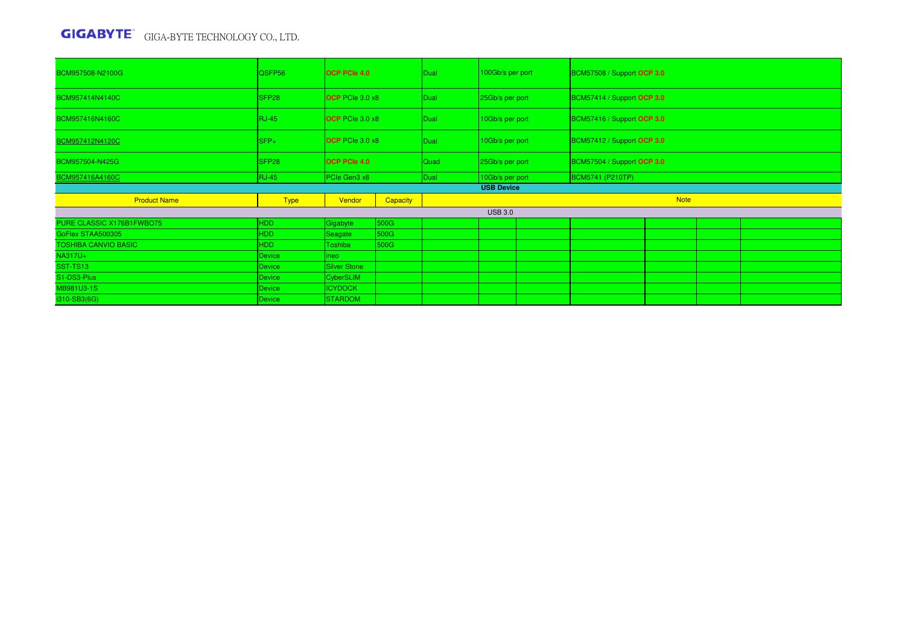| | | | | | | |
|---|---|---|---|---|---|---|
| BCM957508-N2100G | QSFP56 | OCP PCIe 4.0 | | Dual | 100Gb/s per port | BCM57508 / Support OCP 3.0 |
| BCM957414N4140C | SFP28 | OCP PCIe 3.0 x8 | | Dual | 25Gb/s per port | BCM57414 / Support OCP 3.0 |
| BCM957416N4160C | RJ-45 | OCP PCIe 3.0 x8 | | Dual | 10Gb/s per port | BCM57416 / Support OCP 3.0 |
| BCM957412N4120C | SFP+ | OCP PCIe 3.0 x8 | | Dual | 10Gb/s per port | BCM57412 / Support OCP 3.0 |
| BCM957504-N425G | SFP28 | OCP PCIe 4.0 | | Quad | 25Gb/s per port | BCM57504 / Support OCP 3.0 |
| BCM957416A4160C | RJ-45 | PCIe Gen3 x8 | | Dual | 10Gb/s per port | BCM5741 (P210TP) |

**USB Device**

| Product Name | Type | Vendor | Capacity | Note |
|---|---|---|---|---|
| USB 3.0 | | | | |
| PURE CLASSIC X176B1FWBO75 | HDD | Gigabyte | 500G | |
| GoFlex STAA500305 | HDD | Seagate | 500G | |
| TOSHIBA CANVIO BASIC | HDD | Toshiba | 500G | |
| NA317U+ | Device | ineo | | |
| SST-TS13 | Device | Silver Stone | | |
| S1-DS3-Plus | Device | CyberSLIM | | |
| MB981U3-1S | Device | ICYDOCK | | |
| i310-SB3(6G) | Device | STARDOM | | |